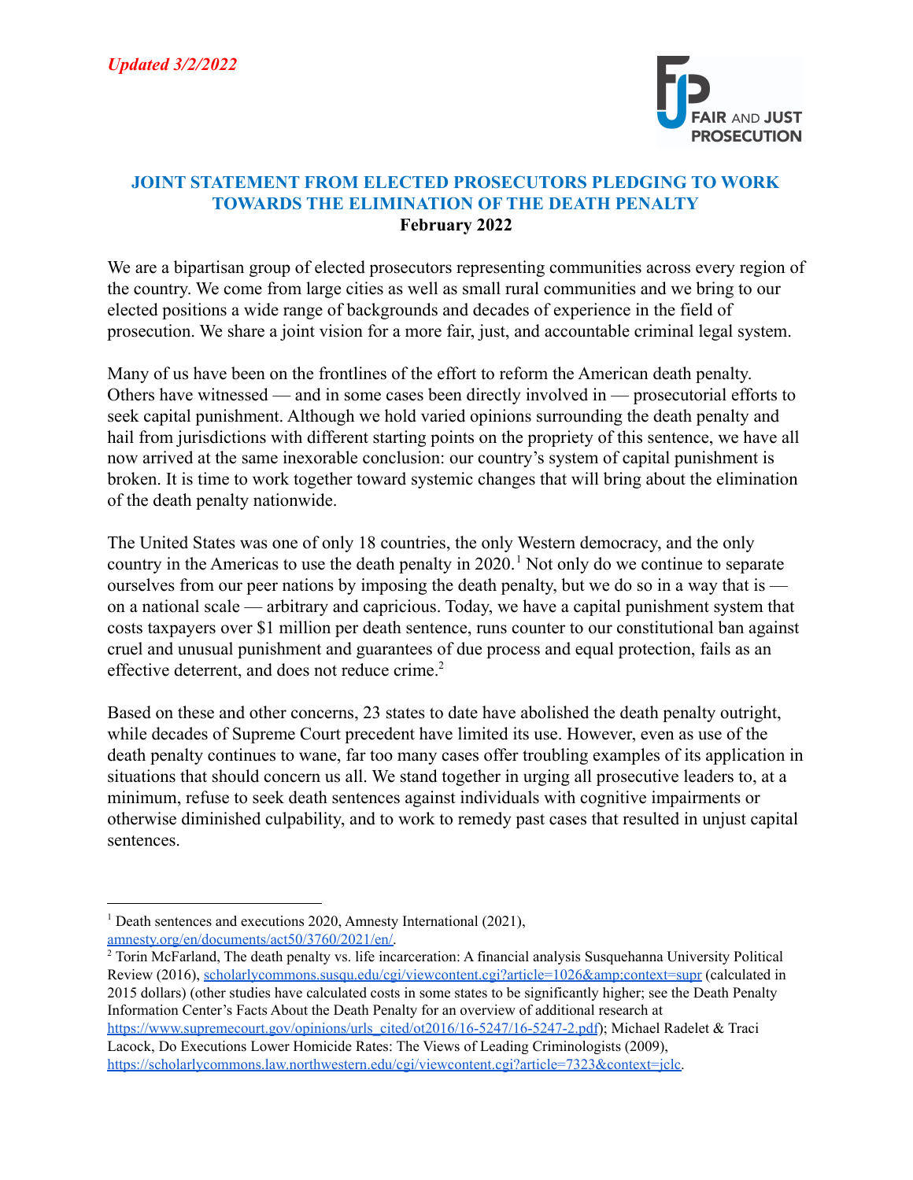*Updated 3/2/2022*

FAIR AND JUST PROSECUTION

## JOINT STATEMENT FROM ELECTED PROSECUTORS PLEDGING TO WORK TOWARDS THE ELIMINATION OF THE DEATH PENALTY

**February 2022**

We are a bipartisan group of elected prosecutors representing communities across every region of the country. We come from large cities as well as small rural communities and we bring to our elected positions a wide range of backgrounds and decades of experience in the field of prosecution. We share a joint vision for a more fair, just, and accountable criminal legal system.

Many of us have been on the frontlines of the effort to reform the American death penalty. Others have witnessed — and in some cases been directly involved in — prosecutorial efforts to seek capital punishment. Although we hold varied opinions surrounding the death penalty and hail from jurisdictions with different starting points on the propriety of this sentence, we have all now arrived at the same inexorable conclusion: our country's system of capital punishment is broken. It is time to work together toward systemic changes that will bring about the elimination of the death penalty nationwide.

The United States was one of only 18 countries, the only Western democracy, and the only country in the Americas to use the death penalty in 2020.[1] Not only do we continue to separate ourselves from our peer nations by imposing the death penalty, but we do so in a way that is — on a national scale — arbitrary and capricious. Today, we have a capital punishment system that costs taxpayers over $1 million per death sentence, runs counter to our constitutional ban against cruel and unusual punishment and guarantees of due process and equal protection, fails as an effective deterrent, and does not reduce crime.[2]

Based on these and other concerns, 23 states to date have abolished the death penalty outright, while decades of Supreme Court precedent have limited its use. However, even as use of the death penalty continues to wane, far too many cases offer troubling examples of its application in situations that should concern us all. We stand together in urging all prosecutive leaders to, at a minimum, refuse to seek death sentences against individuals with cognitive impairments or otherwise diminished culpability, and to work to remedy past cases that resulted in unjust capital sentences.

---

[1] Death sentences and executions 2020, Amnesty International (2021), amnesty.org/en/documents/act50/3760/2021/en/.

[2] Torin McFarland, The death penalty vs. life incarceration: A financial analysis Susquehanna University Political Review (2016), scholarlycommons.susqu.edu/cgi/viewcontent.cgi?article=1026&amp;context=supr (calculated in 2015 dollars) (other studies have calculated costs in some states to be significantly higher; see the Death Penalty Information Center's Facts About the Death Penalty for an overview of additional research at https://www.supremecourt.gov/opinions/urls_cited/ot2016/16-5247/16-5247-2.pdf); Michael Radelet & Traci Lacock, Do Executions Lower Homicide Rates: The Views of Leading Criminologists (2009), https://scholarlycommons.law.northwestern.edu/cgi/viewcontent.cgi?article=7323&context=jclc.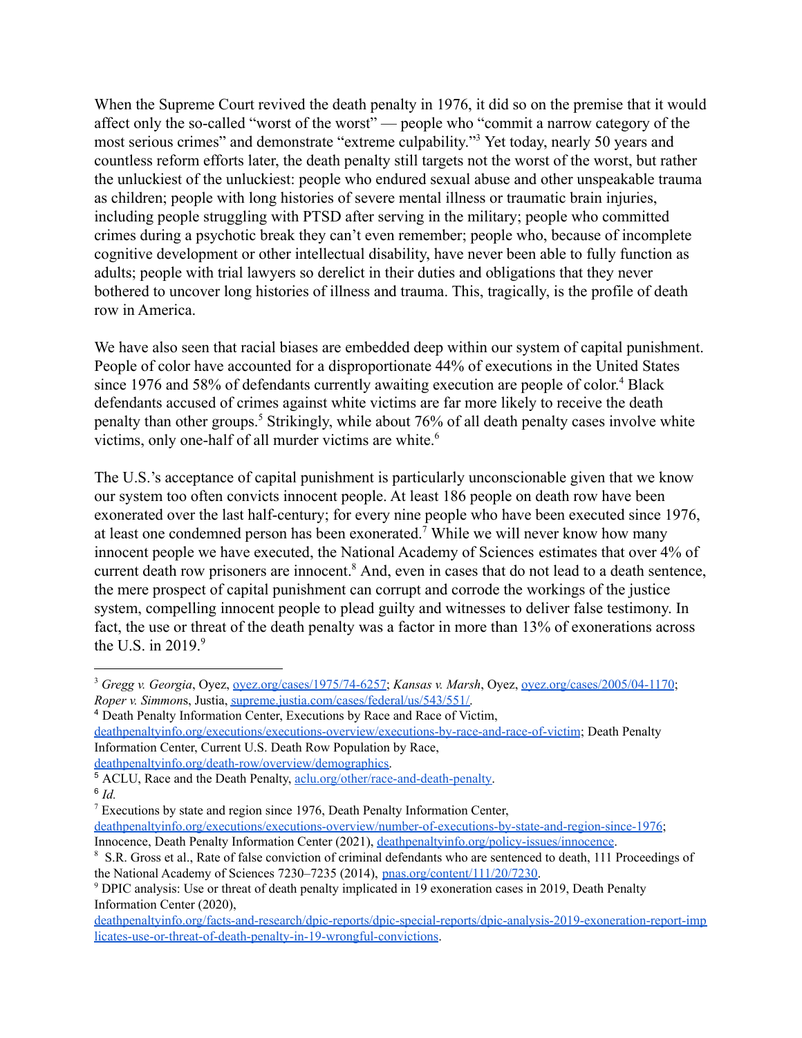When the Supreme Court revived the death penalty in 1976, it did so on the premise that it would affect only the so-called "worst of the worst" — people who "commit a narrow category of the most serious crimes" and demonstrate "extreme culpability."[3] Yet today, nearly 50 years and countless reform efforts later, the death penalty still targets not the worst of the worst, but rather the unluckiest of the unluckiest: people who endured sexual abuse and other unspeakable trauma as children; people with long histories of severe mental illness or traumatic brain injuries, including people struggling with PTSD after serving in the military; people who committed crimes during a psychotic break they can't even remember; people who, because of incomplete cognitive development or other intellectual disability, have never been able to fully function as adults; people with trial lawyers so derelict in their duties and obligations that they never bothered to uncover long histories of illness and trauma. This, tragically, is the profile of death row in America.

We have also seen that racial biases are embedded deep within our system of capital punishment. People of color have accounted for a disproportionate 44% of executions in the United States since 1976 and 58% of defendants currently awaiting execution are people of color.[4] Black defendants accused of crimes against white victims are far more likely to receive the death penalty than other groups.[5] Strikingly, while about 76% of all death penalty cases involve white victims, only one-half of all murder victims are white.[6]

The U.S.'s acceptance of capital punishment is particularly unconscionable given that we know our system too often convicts innocent people. At least 186 people on death row have been exonerated over the last half-century; for every nine people who have been executed since 1976, at least one condemned person has been exonerated.[7] While we will never know how many innocent people we have executed, the National Academy of Sciences estimates that over 4% of current death row prisoners are innocent.[8] And, even in cases that do not lead to a death sentence, the mere prospect of capital punishment can corrupt and corrode the workings of the justice system, compelling innocent people to plead guilty and witnesses to deliver false testimony. In fact, the use or threat of the death penalty was a factor in more than 13% of exonerations across the U.S. in 2019.[9]

---

[3] *Gregg v. Georgia*, Oyez, oyez.org/cases/1975/74-6257; *Kansas v. Marsh*, Oyez, oyez.org/cases/2005/04-1170; *Roper v. Simmons*, Justia, supreme.justia.com/cases/federal/us/543/551/.

[4] Death Penalty Information Center, Executions by Race and Race of Victim, deathpenaltyinfo.org/executions/executions-overview/executions-by-race-and-race-of-victim; Death Penalty Information Center, Current U.S. Death Row Population by Race, deathpenaltyinfo.org/death-row/overview/demographics.

[5] ACLU, Race and the Death Penalty, aclu.org/other/race-and-death-penalty.

[6] *Id.*

[7] Executions by state and region since 1976, Death Penalty Information Center, deathpenaltyinfo.org/executions/executions-overview/number-of-executions-by-state-and-region-since-1976; Innocence, Death Penalty Information Center (2021), deathpenaltyinfo.org/policy-issues/innocence.

[8] S.R. Gross et al., Rate of false conviction of criminal defendants who are sentenced to death, 111 Proceedings of the National Academy of Sciences 7230–7235 (2014), pnas.org/content/111/20/7230.

[9] DPIC analysis: Use or threat of death penalty implicated in 19 exoneration cases in 2019, Death Penalty Information Center (2020), deathpenaltyinfo.org/facts-and-research/dpic-reports/dpic-special-reports/dpic-analysis-2019-exoneration-report-implicates-use-or-threat-of-death-penalty-in-19-wrongful-convictions.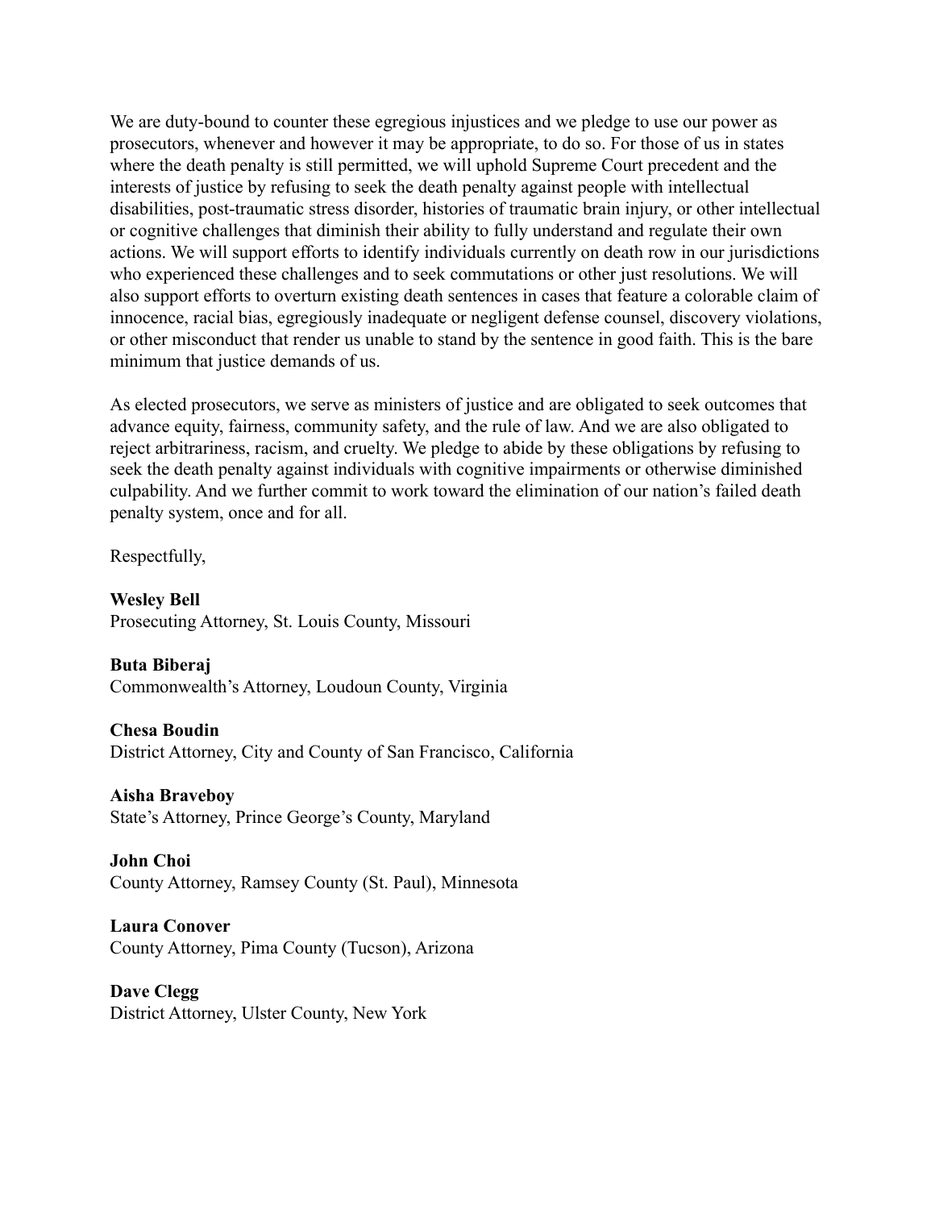We are duty-bound to counter these egregious injustices and we pledge to use our power as prosecutors, whenever and however it may be appropriate, to do so. For those of us in states where the death penalty is still permitted, we will uphold Supreme Court precedent and the interests of justice by refusing to seek the death penalty against people with intellectual disabilities, post-traumatic stress disorder, histories of traumatic brain injury, or other intellectual or cognitive challenges that diminish their ability to fully understand and regulate their own actions. We will support efforts to identify individuals currently on death row in our jurisdictions who experienced these challenges and to seek commutations or other just resolutions. We will also support efforts to overturn existing death sentences in cases that feature a colorable claim of innocence, racial bias, egregiously inadequate or negligent defense counsel, discovery violations, or other misconduct that render us unable to stand by the sentence in good faith. This is the bare minimum that justice demands of us.

As elected prosecutors, we serve as ministers of justice and are obligated to seek outcomes that advance equity, fairness, community safety, and the rule of law. And we are also obligated to reject arbitrariness, racism, and cruelty. We pledge to abide by these obligations by refusing to seek the death penalty against individuals with cognitive impairments or otherwise diminished culpability. And we further commit to work toward the elimination of our nation's failed death penalty system, once and for all.

Respectfully,

**Wesley Bell**
Prosecuting Attorney, St. Louis County, Missouri

**Buta Biberaj**
Commonwealth's Attorney, Loudoun County, Virginia

**Chesa Boudin**
District Attorney, City and County of San Francisco, California

**Aisha Braveboy**
State's Attorney, Prince George's County, Maryland

**John Choi**
County Attorney, Ramsey County (St. Paul), Minnesota

**Laura Conover**
County Attorney, Pima County (Tucson), Arizona

**Dave Clegg**
District Attorney, Ulster County, New York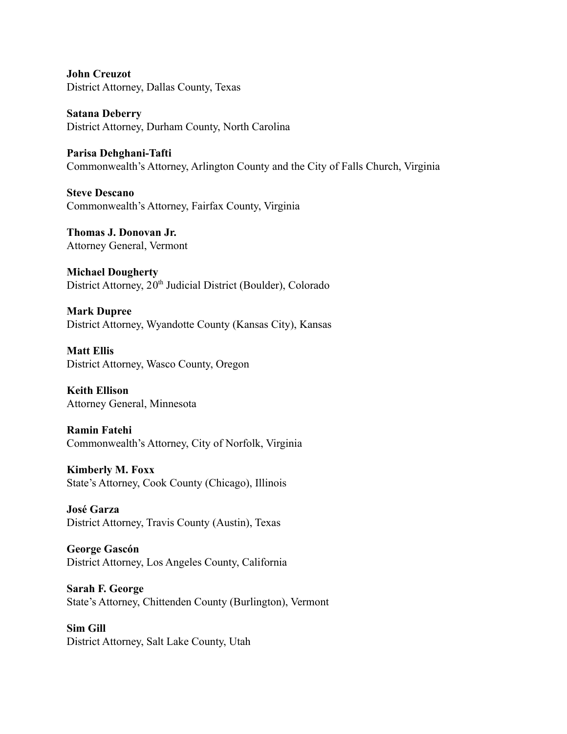**John Creuzot**
District Attorney, Dallas County, Texas

**Satana Deberry**
District Attorney, Durham County, North Carolina

**Parisa Dehghani-Tafti**
Commonwealth's Attorney, Arlington County and the City of Falls Church, Virginia

**Steve Descano**
Commonwealth's Attorney, Fairfax County, Virginia

**Thomas J. Donovan Jr.**
Attorney General, Vermont

**Michael Dougherty**
District Attorney, 20th Judicial District (Boulder), Colorado

**Mark Dupree**
District Attorney, Wyandotte County (Kansas City), Kansas

**Matt Ellis**
District Attorney, Wasco County, Oregon

**Keith Ellison**
Attorney General, Minnesota

**Ramin Fatehi**
Commonwealth's Attorney, City of Norfolk, Virginia

**Kimberly M. Foxx**
State's Attorney, Cook County (Chicago), Illinois

**José Garza**
District Attorney, Travis County (Austin), Texas

**George Gascón**
District Attorney, Los Angeles County, California

**Sarah F. George**
State's Attorney, Chittenden County (Burlington), Vermont

**Sim Gill**
District Attorney, Salt Lake County, Utah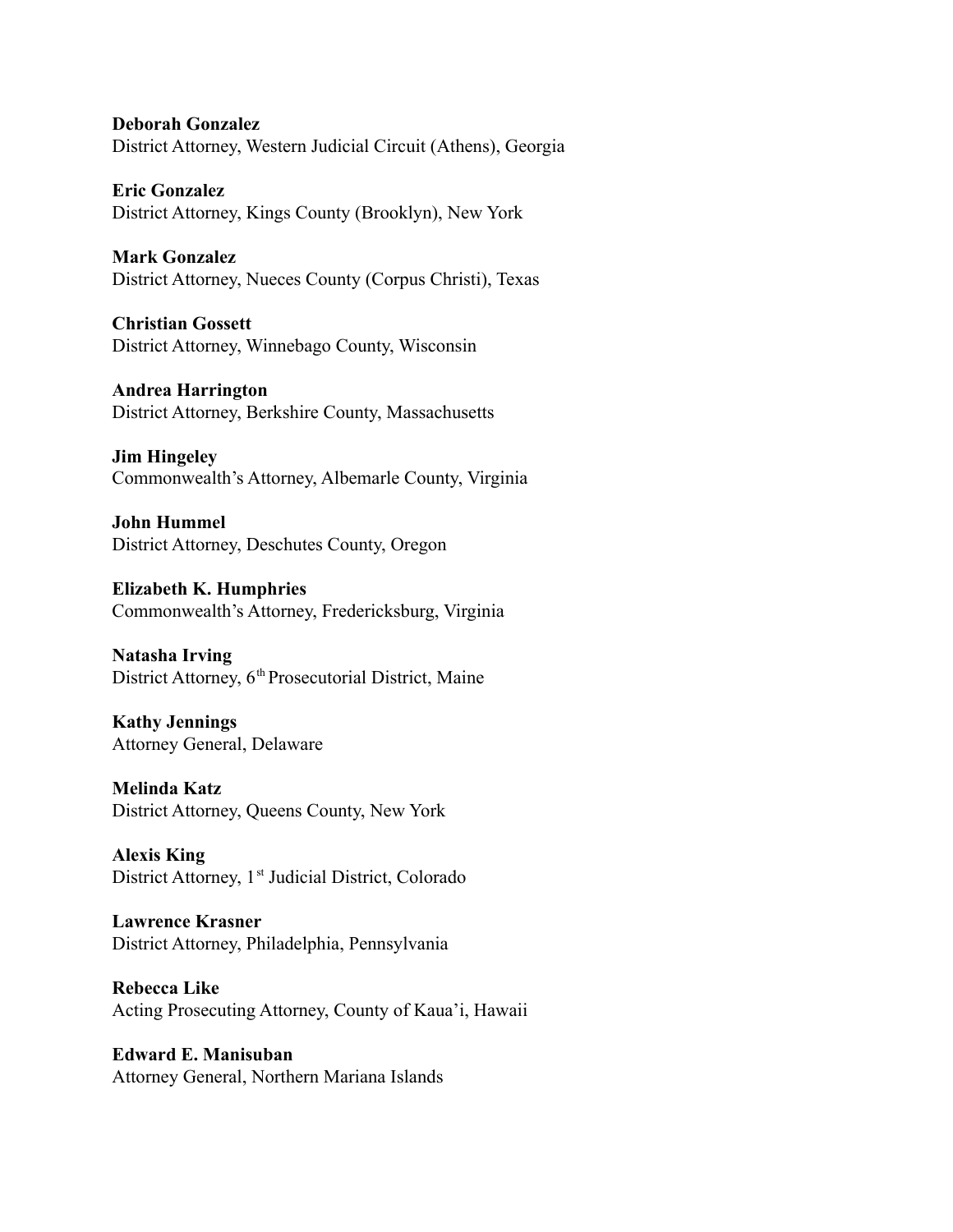**Deborah Gonzalez**
District Attorney, Western Judicial Circuit (Athens), Georgia

**Eric Gonzalez**
District Attorney, Kings County (Brooklyn), New York

**Mark Gonzalez**
District Attorney, Nueces County (Corpus Christi), Texas

**Christian Gossett**
District Attorney, Winnebago County, Wisconsin

**Andrea Harrington**
District Attorney, Berkshire County, Massachusetts

**Jim Hingeley**
Commonwealth's Attorney, Albemarle County, Virginia

**John Hummel**
District Attorney, Deschutes County, Oregon

**Elizabeth K. Humphries**
Commonwealth's Attorney, Fredericksburg, Virginia

**Natasha Irving**
District Attorney, 6th Prosecutorial District, Maine

**Kathy Jennings**
Attorney General, Delaware

**Melinda Katz**
District Attorney, Queens County, New York

**Alexis King**
District Attorney, 1st Judicial District, Colorado

**Lawrence Krasner**
District Attorney, Philadelphia, Pennsylvania

**Rebecca Like**
Acting Prosecuting Attorney, County of Kaua'i, Hawaii

**Edward E. Manisuban**
Attorney General, Northern Mariana Islands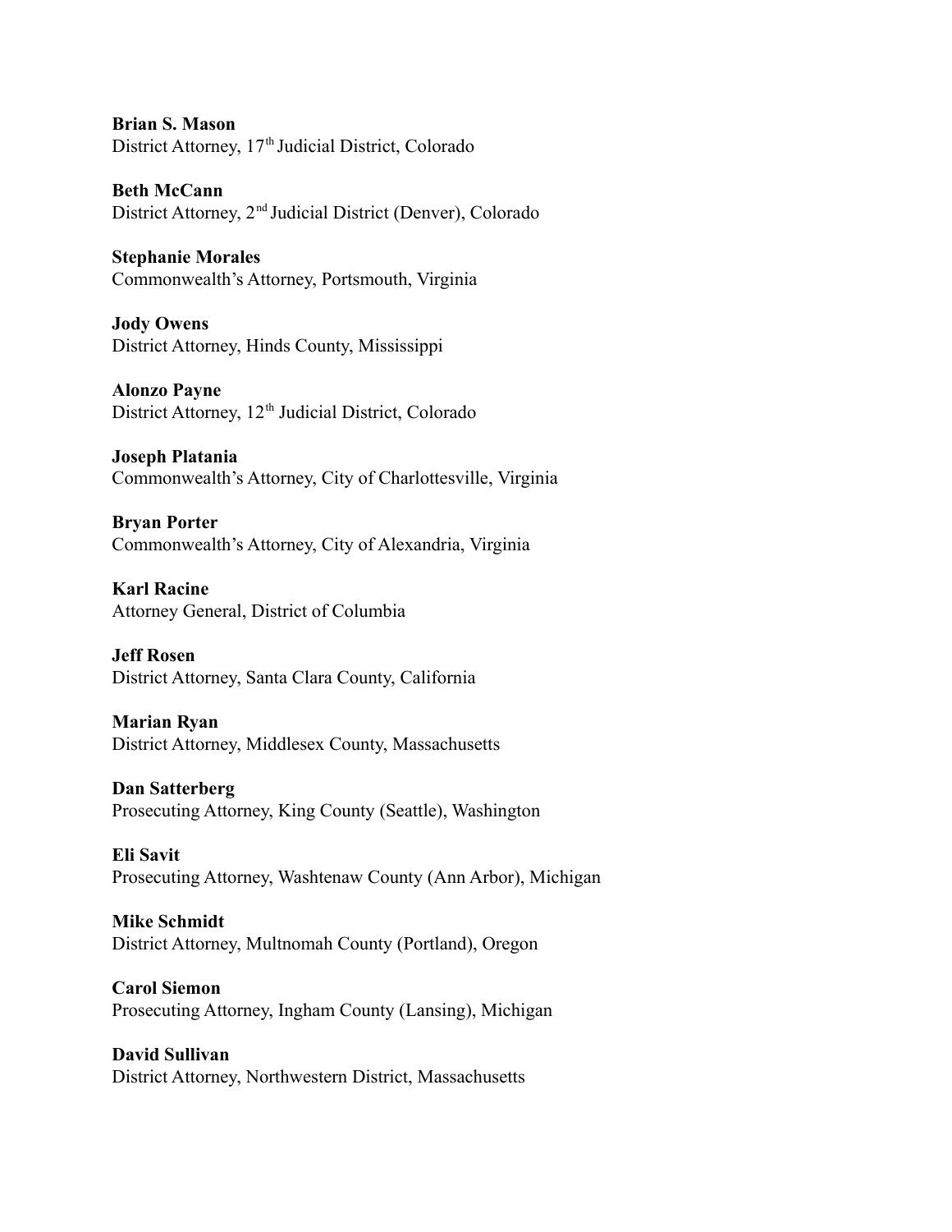**Brian S. Mason**
District Attorney, 17th Judicial District, Colorado

**Beth McCann**
District Attorney, 2nd Judicial District (Denver), Colorado

**Stephanie Morales**
Commonwealth's Attorney, Portsmouth, Virginia

**Jody Owens**
District Attorney, Hinds County, Mississippi

**Alonzo Payne**
District Attorney, 12th Judicial District, Colorado

**Joseph Platania**
Commonwealth's Attorney, City of Charlottesville, Virginia

**Bryan Porter**
Commonwealth's Attorney, City of Alexandria, Virginia

**Karl Racine**
Attorney General, District of Columbia

**Jeff Rosen**
District Attorney, Santa Clara County, California

**Marian Ryan**
District Attorney, Middlesex County, Massachusetts

**Dan Satterberg**
Prosecuting Attorney, King County (Seattle), Washington

**Eli Savit**
Prosecuting Attorney, Washtenaw County (Ann Arbor), Michigan

**Mike Schmidt**
District Attorney, Multnomah County (Portland), Oregon

**Carol Siemon**
Prosecuting Attorney, Ingham County (Lansing), Michigan

**David Sullivan**
District Attorney, Northwestern District, Massachusetts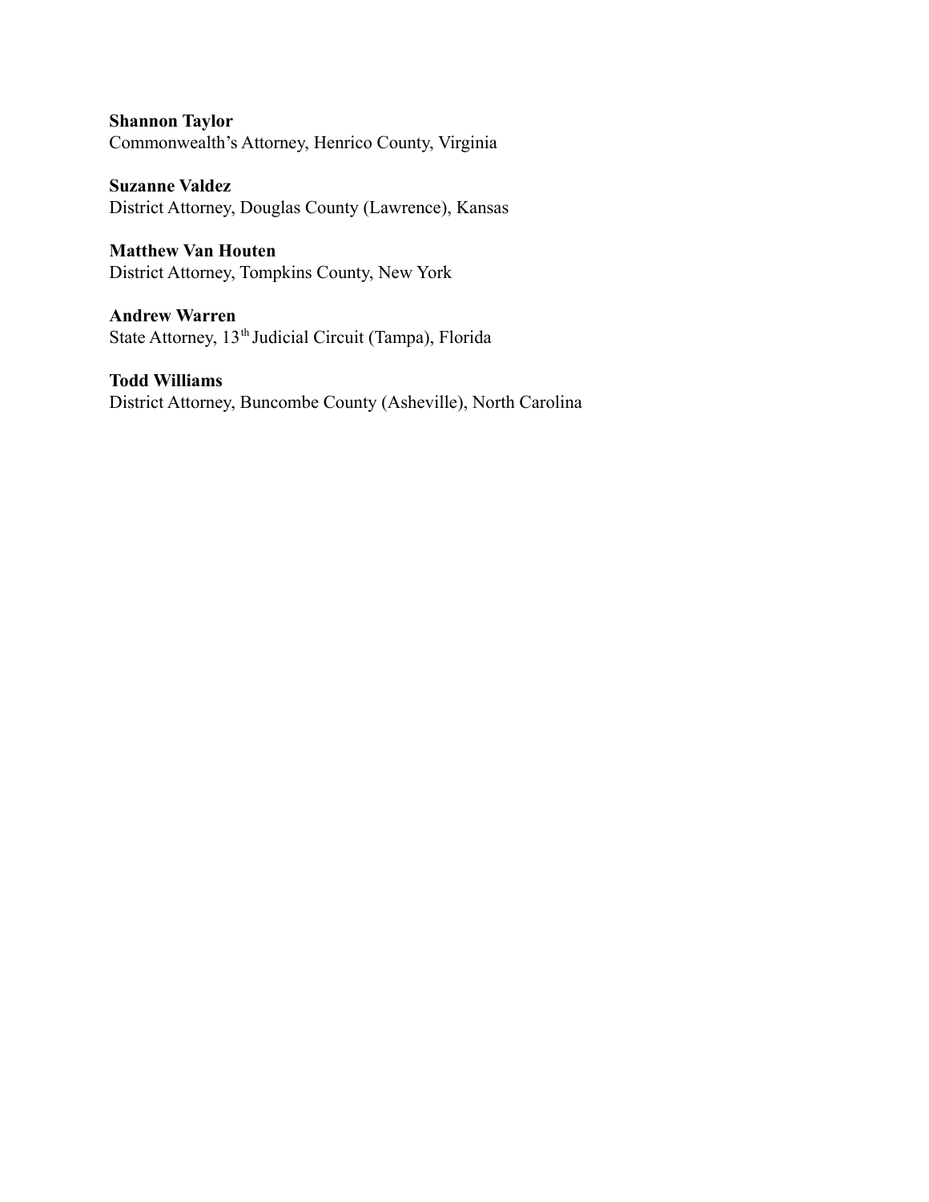**Shannon Taylor**
Commonwealth's Attorney, Henrico County, Virginia

**Suzanne Valdez**
District Attorney, Douglas County (Lawrence), Kansas

**Matthew Van Houten**
District Attorney, Tompkins County, New York

**Andrew Warren**
State Attorney, 13th Judicial Circuit (Tampa), Florida

**Todd Williams**
District Attorney, Buncombe County (Asheville), North Carolina